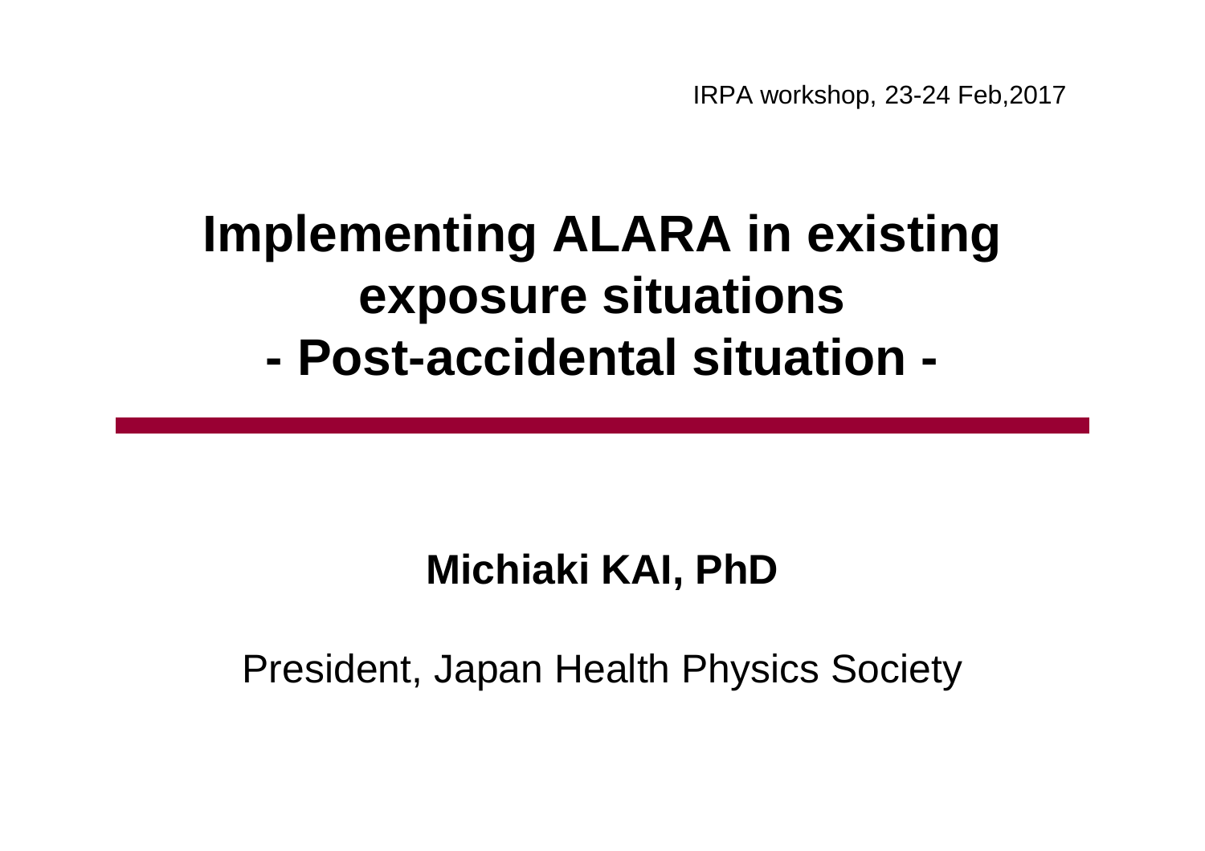IRPA workshop, 23-24 Feb,2017

# Implementing ALARA in existing exposure situations - Post-accidental situation -

**Michiaki KAI, PhD**

President, Japan Health Physics Society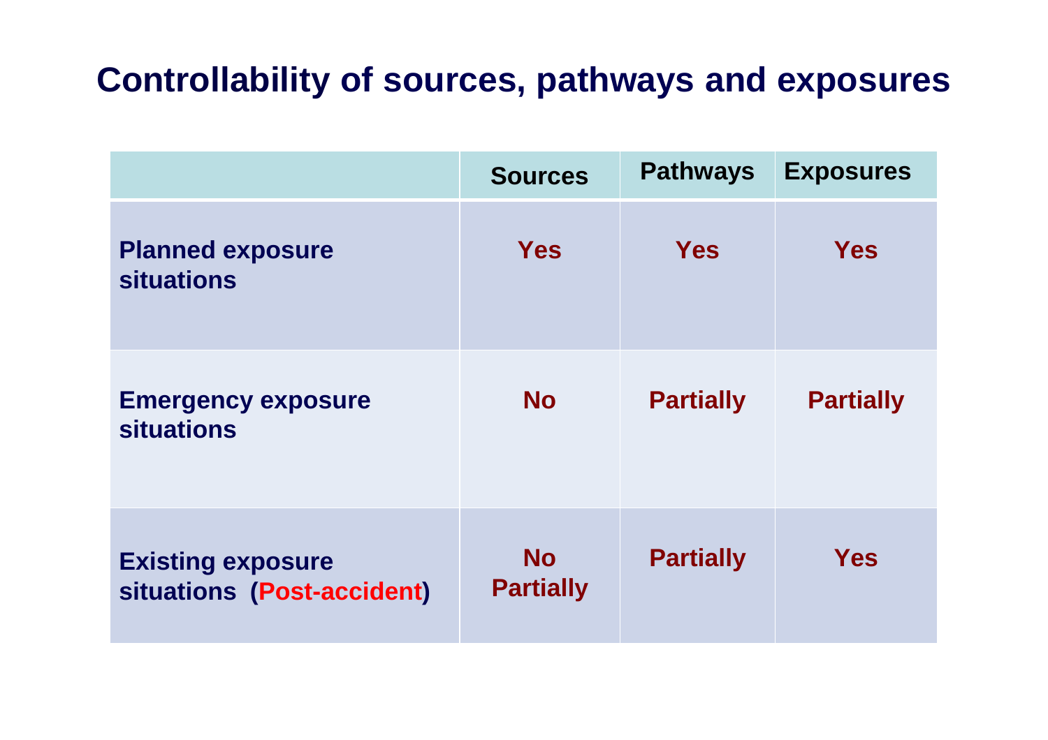# Controllability of sources, pathways and exposures

| | Sources | Pathways | Exposures |
|---|---|---|---|
| **Planned exposure situations** | **Yes** | **Yes** | **Yes** |
| **Emergency exposure situations** | **No** | **Partially** | **Partially** |
| **Existing exposure situations (Post-accident)** | **No Partially** | **Partially** | **Yes** |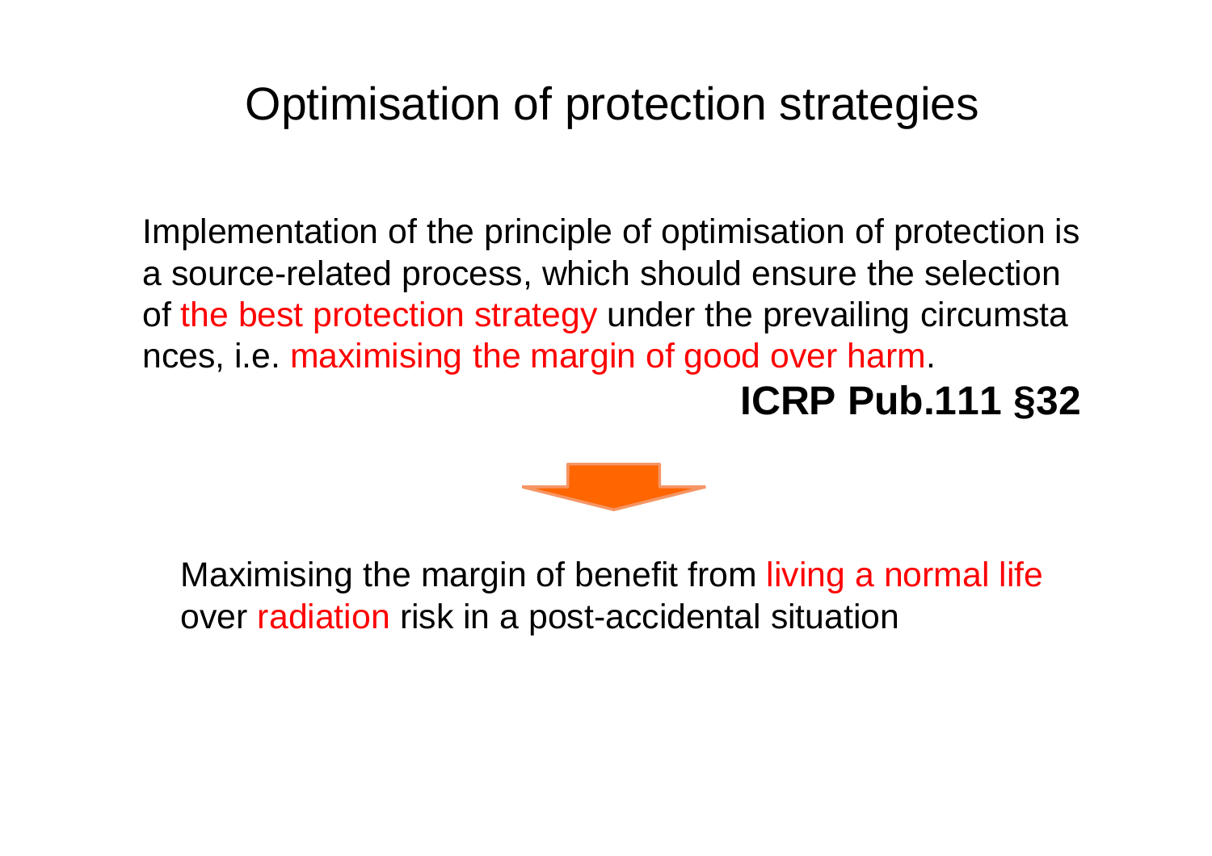# Optimisation of protection strategies

Implementation of the principle of optimisation of protection is a source-related process, which should ensure the selection of the best protection strategy under the prevailing circumstances, i.e. maximising the margin of good over harm.

**ICRP Pub.111 §32**

Maximising the margin of benefit from living a normal life over radiation risk in a post-accidental situation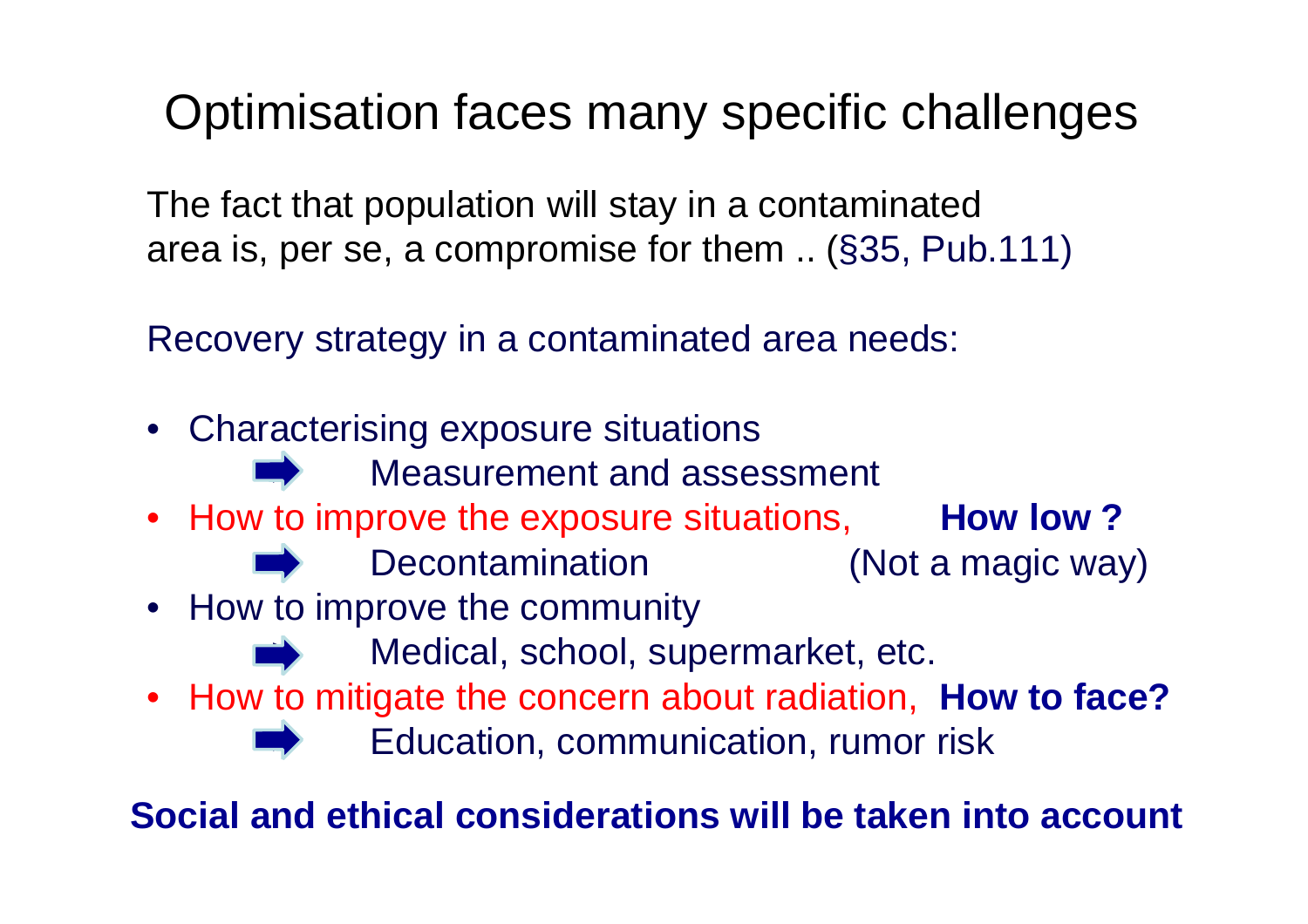# Optimisation faces many specific challenges

The fact that population will stay in a contaminated area is, per se, a compromise for them .. (§35, Pub.111)

Recovery strategy in a contaminated area needs:

- Characterising exposure situations
  - ➡ Measurement and assessment
- How to improve the exposure situations, **How low ?**
  - ➡ Decontamination (Not a magic way)
- How to improve the community
  - ➡ Medical, school, supermarket, etc.
- How to mitigate the concern about radiation, **How to face?**
  - ➡ Education, communication, rumor risk

**Social and ethical considerations will be taken into account**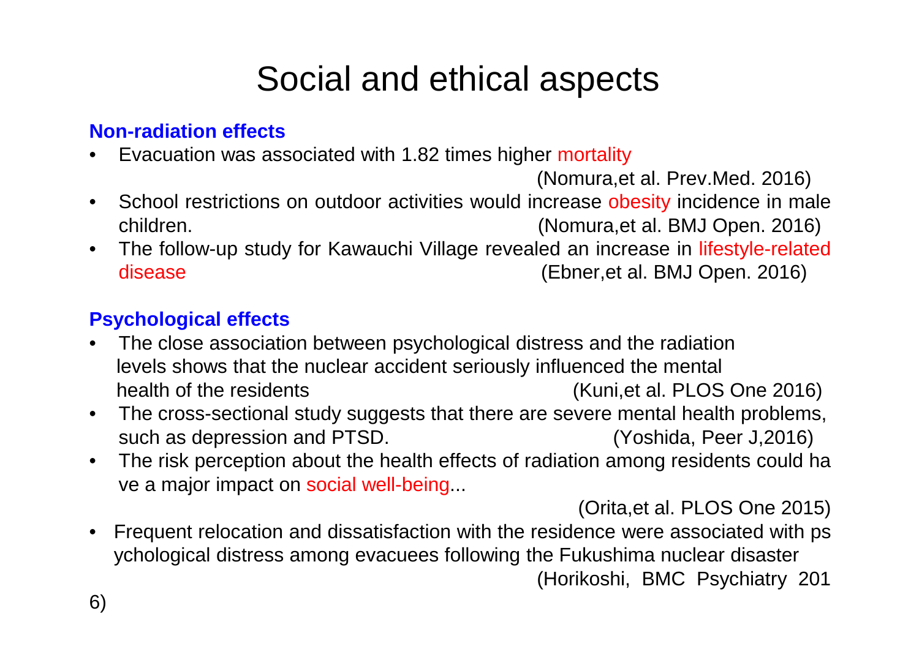# Social and ethical aspects

**Non-radiation effects**

- Evacuation was associated with 1.82 times higher mortality (Nomura,et al. Prev.Med. 2016)
- School restrictions on outdoor activities would increase obesity incidence in male children. (Nomura,et al. BMJ Open. 2016)
- The follow-up study for Kawauchi Village revealed an increase in lifestyle-related disease (Ebner,et al. BMJ Open. 2016)

**Psychological effects**

- The close association between psychological distress and the radiation levels shows that the nuclear accident seriously influenced the mental health of the residents (Kuni,et al. PLOS One 2016)
- The cross-sectional study suggests that there are severe mental health problems, such as depression and PTSD. (Yoshida, Peer J,2016)
- The risk perception about the health effects of radiation among residents could ha ve a major impact on social well-being... (Orita,et al. PLOS One 2015)
- Frequent relocation and dissatisfaction with the residence were associated with ps ychological distress among evacuees following the Fukushima nuclear disaster (Horikoshi, BMC Psychiatry 2016)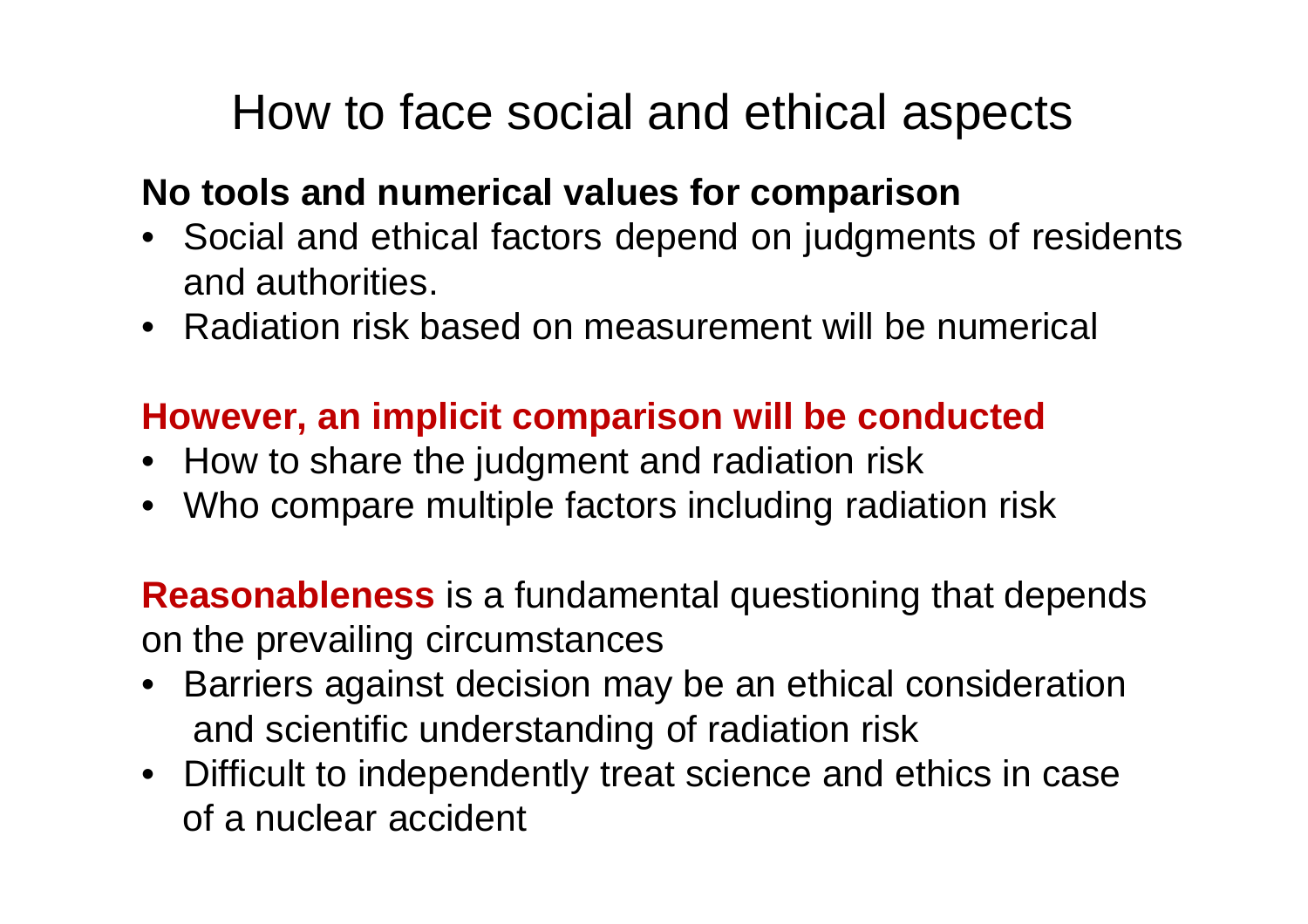# How to face social and ethical aspects

**No tools and numerical values for comparison**

- Social and ethical factors depend on judgments of residents and authorities.
- Radiation risk based on measurement will be numerical

**However, an implicit comparison will be conducted**

- How to share the judgment and radiation risk
- Who compare multiple factors including radiation risk

**Reasonableness** is a fundamental questioning that depends on the prevailing circumstances

- Barriers against decision may be an ethical consideration and scientific understanding of radiation risk
- Difficult to independently treat science and ethics in case of a nuclear accident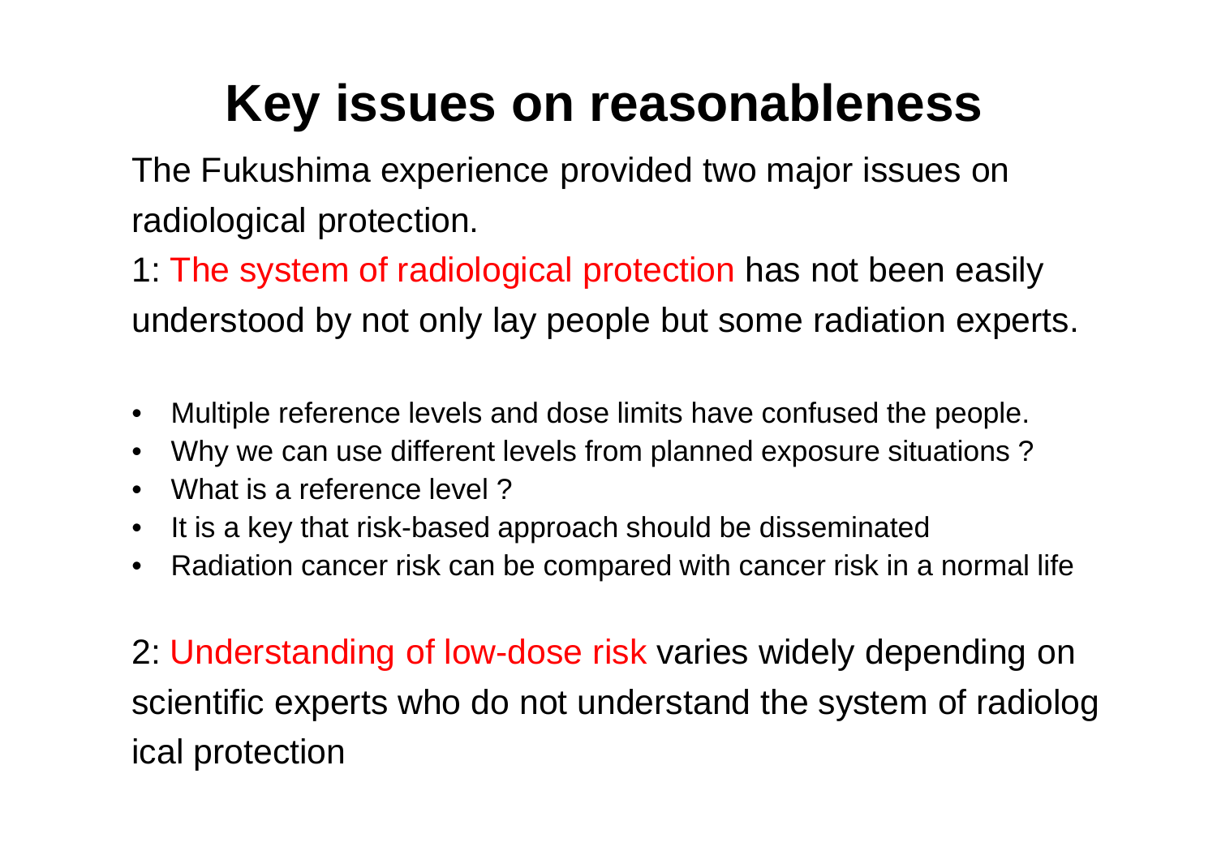# Key issues on reasonableness

The Fukushima experience provided two major issues on radiological protection.

1: The system of radiological protection has not been easily understood by not only lay people but some radiation experts.

- Multiple reference levels and dose limits have confused the people.
- Why we can use different levels from planned exposure situations ?
- What is a reference level ?
- It is a key that risk-based approach should be disseminated
- Radiation cancer risk can be compared with cancer risk in a normal life

2: Understanding of low-dose risk varies widely depending on scientific experts who do not understand the system of radiological protection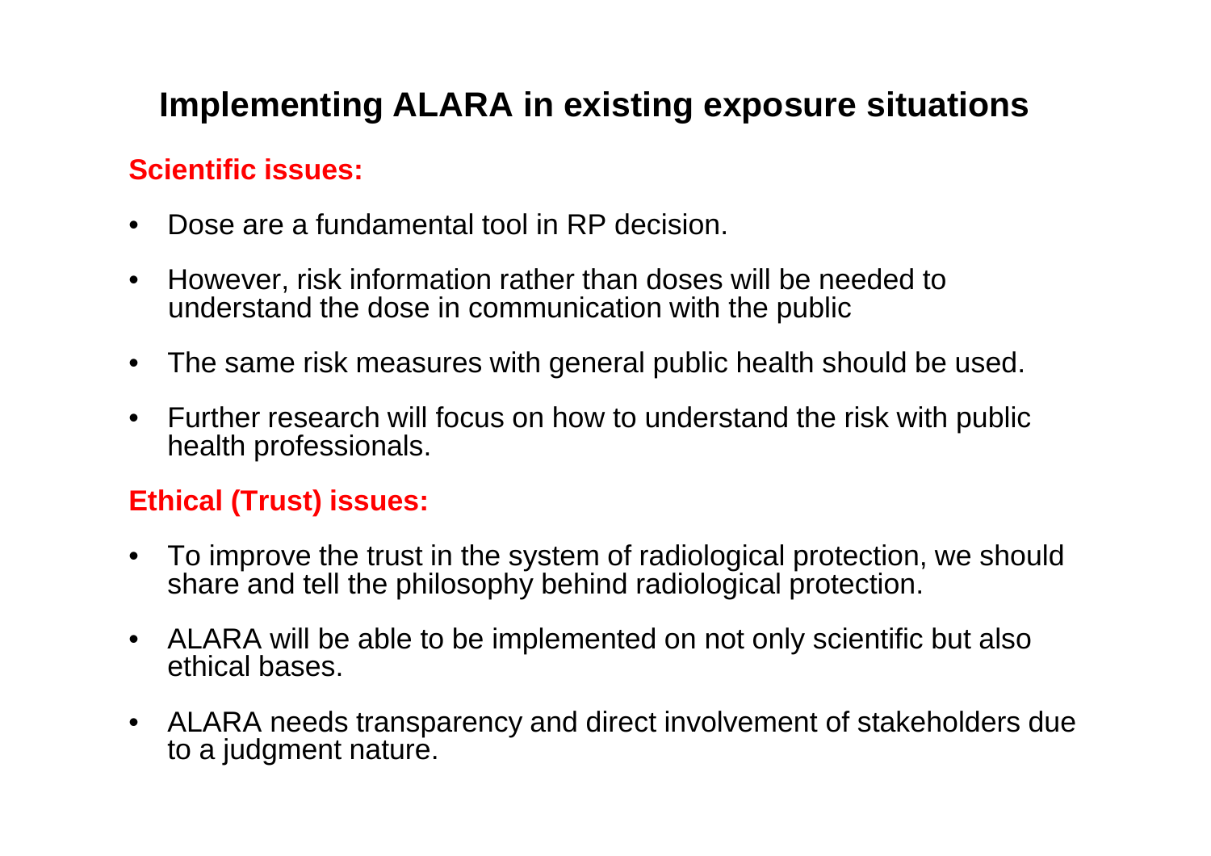# Implementing ALARA in existing exposure situations

## Scientific issues:

- Dose are a fundamental tool in RP decision.
- However, risk information rather than doses will be needed to understand the dose in communication with the public
- The same risk measures with general public health should be used.
- Further research will focus on how to understand the risk with public health professionals.

## Ethical (Trust) issues:

- To improve the trust in the system of radiological protection, we should share and tell the philosophy behind radiological protection.
- ALARA will be able to be implemented on not only scientific but also ethical bases.
- ALARA needs transparency and direct involvement of stakeholders due to a judgment nature.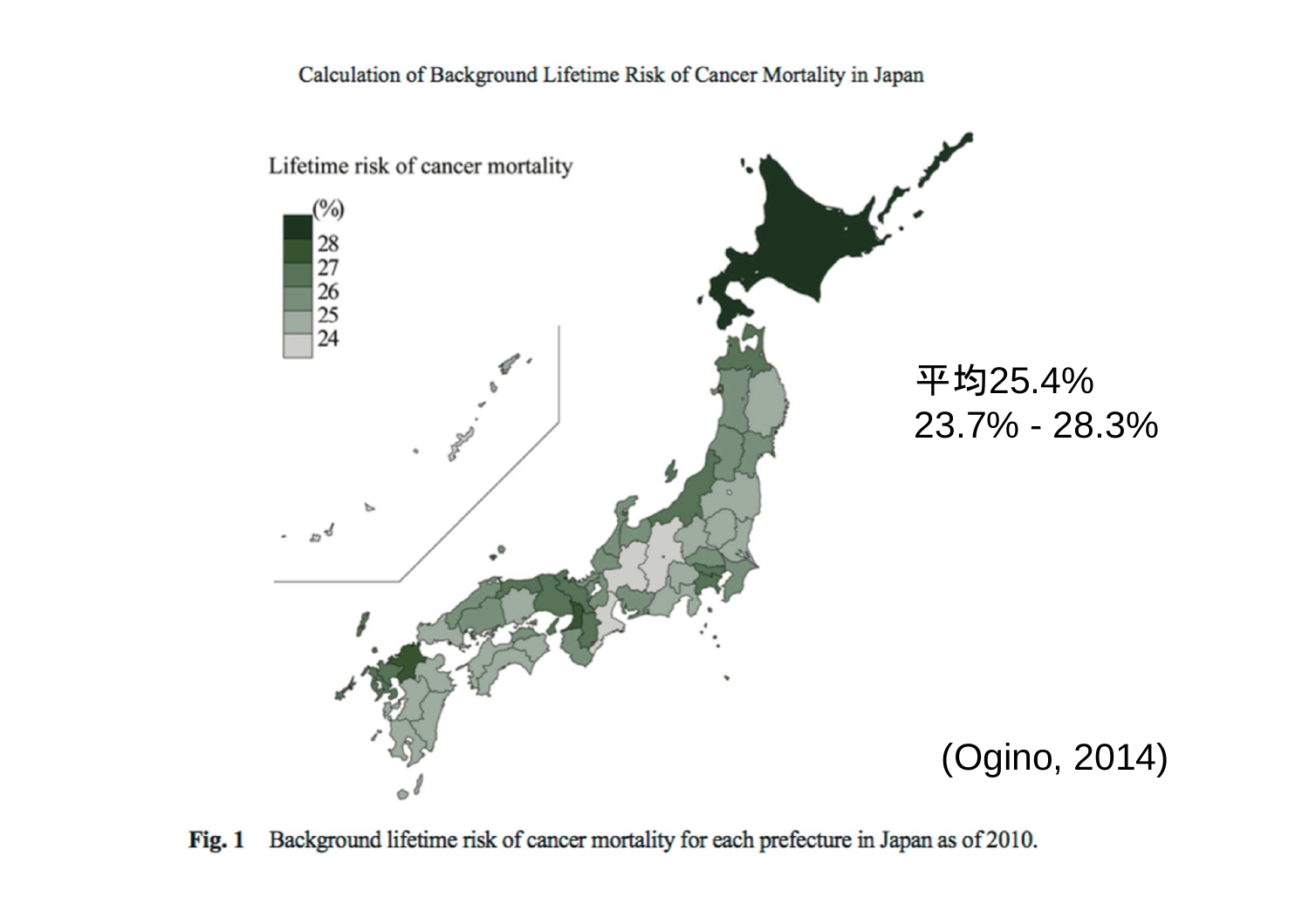Calculation of Background Lifetime Risk of Cancer Mortality in Japan

Lifetime risk of cancer mortality

(%)
28
27
26
25
24

平均25.4%
23.7% - 28.3%

(Ogino, 2014)

**Fig. 1** Background lifetime risk of cancer mortality for each prefecture in Japan as of 2010.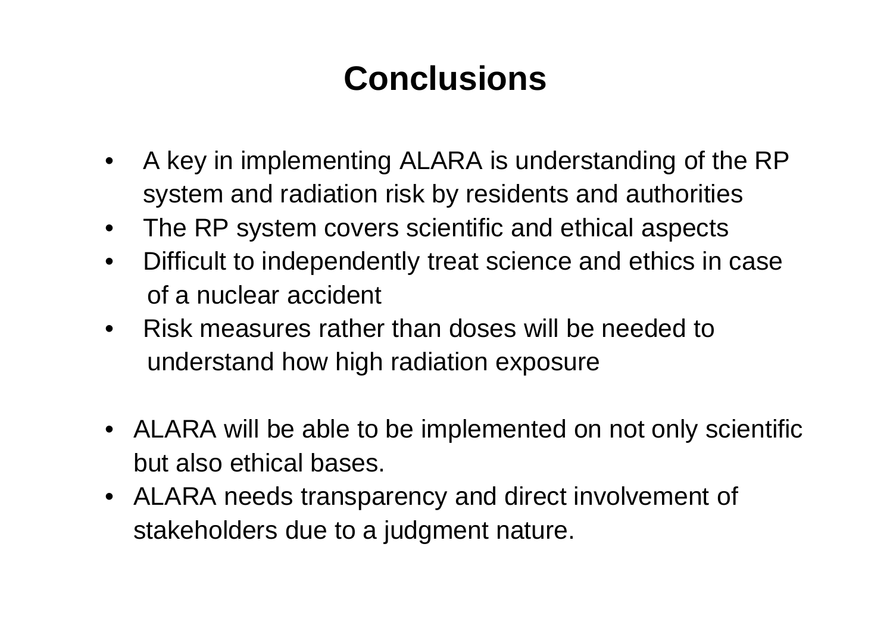# Conclusions

- A key in implementing ALARA is understanding of the RP system and radiation risk by residents and authorities
- The RP system covers scientific and ethical aspects
- Difficult to independently treat science and ethics in case of a nuclear accident
- Risk measures rather than doses will be needed to understand how high radiation exposure

- ALARA will be able to be implemented on not only scientific but also ethical bases.
- ALARA needs transparency and direct involvement of stakeholders due to a judgment nature.